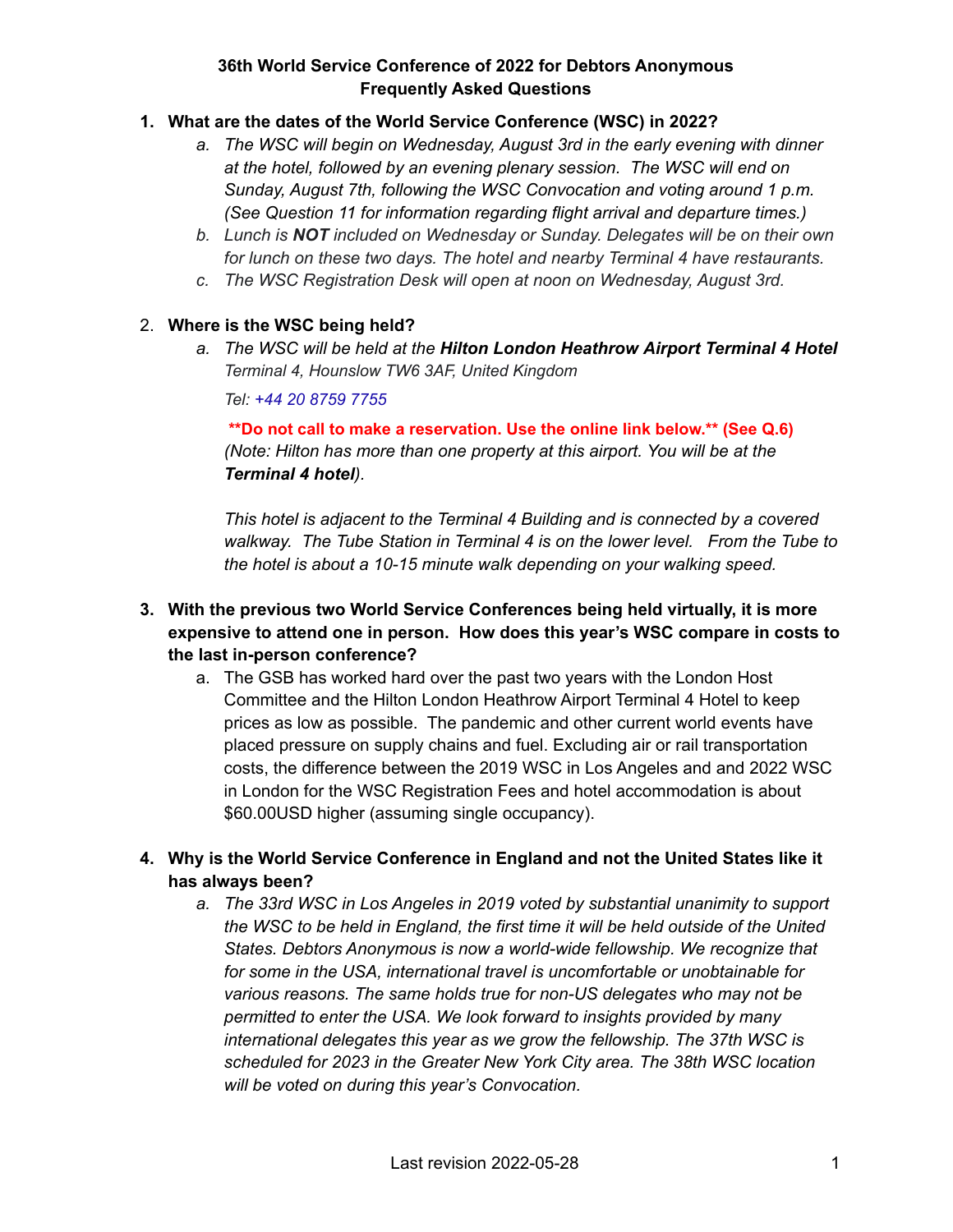**36th World Service Conference of 2022 for Debtors Anonymous**
**Frequently Asked Questions**

1. **What are the dates of the World Service Conference (WSC) in 2022?**
    a. *The WSC will begin on Wednesday, August 3rd in the early evening with dinner at the hotel, followed by an evening plenary session. The WSC will end on Sunday, August 7th, following the WSC Convocation and voting around 1 p.m. (See Question 11 for information regarding flight arrival and departure times.)*
    b. *Lunch is **NOT** included on Wednesday or Sunday. Delegates will be on their own for lunch on these two days. The hotel and nearby Terminal 4 have restaurants.*
    c. *The WSC Registration Desk will open at noon on Wednesday, August 3rd.*

2. **Where is the WSC being held?**
    a. *The WSC will be held at the **Hilton London Heathrow Airport Terminal 4 Hotel** Terminal 4, Hounslow TW6 3AF, United Kingdom*

       *Tel: +44 20 8759 7755*

       **\*\*Do not call to make a reservation. Use the online link below.\*\* (See Q.6)** *(Note: Hilton has more than one property at this airport. You will be at the **Terminal 4 hotel**).*

       *This hotel is adjacent to the Terminal 4 Building and is connected by a covered walkway. The Tube Station in Terminal 4 is on the lower level. From the Tube to the hotel is about a 10-15 minute walk depending on your walking speed.*

3. **With the previous two World Service Conferences being held virtually, it is more expensive to attend one in person. How does this year's WSC compare in costs to the last in-person conference?**
    a. The GSB has worked hard over the past two years with the London Host Committee and the Hilton London Heathrow Airport Terminal 4 Hotel to keep prices as low as possible. The pandemic and other current world events have placed pressure on supply chains and fuel. Excluding air or rail transportation costs, the difference between the 2019 WSC in Los Angeles and and 2022 WSC in London for the WSC Registration Fees and hotel accommodation is about $60.00USD higher (assuming single occupancy).

4. **Why is the World Service Conference in England and not the United States like it has always been?**
    a. *The 33rd WSC in Los Angeles in 2019 voted by substantial unanimity to support the WSC to be held in England, the first time it will be held outside of the United States. Debtors Anonymous is now a world-wide fellowship. We recognize that for some in the USA, international travel is uncomfortable or unobtainable for various reasons. The same holds true for non-US delegates who may not be permitted to enter the USA. We look forward to insights provided by many international delegates this year as we grow the fellowship. The 37th WSC is scheduled for 2023 in the Greater New York City area. The 38th WSC location will be voted on during this year's Convocation.*

Last revision 2022-05-28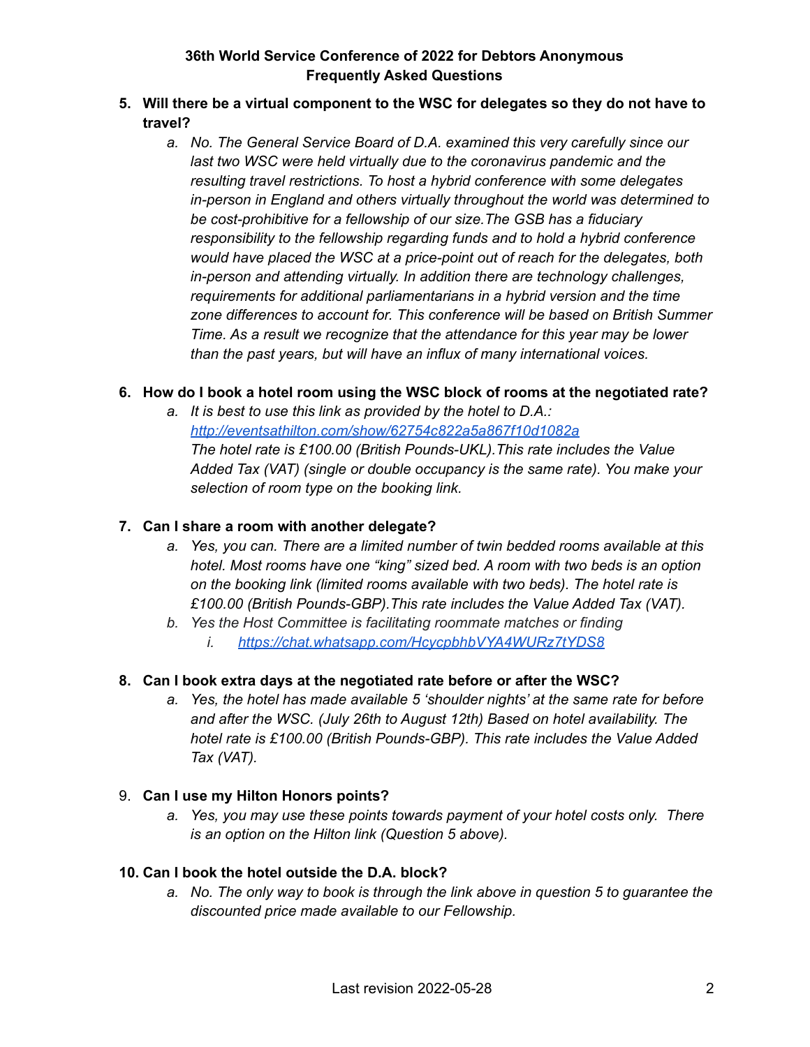**36th World Service Conference of 2022 for Debtors Anonymous**
**Frequently Asked Questions**

5. **Will there be a virtual component to the WSC for delegates so they do not have to travel?**
   a. *No. The General Service Board of D.A. examined this very carefully since our last two WSC were held virtually due to the coronavirus pandemic and the resulting travel restrictions. To host a hybrid conference with some delegates in-person in England and others virtually throughout the world was determined to be cost-prohibitive for a fellowship of our size.The GSB has a fiduciary responsibility to the fellowship regarding funds and to hold a hybrid conference would have placed the WSC at a price-point out of reach for the delegates, both in-person and attending virtually. In addition there are technology challenges, requirements for additional parliamentarians in a hybrid version and the time zone differences to account for. This conference will be based on British Summer Time. As a result we recognize that the attendance for this year may be lower than the past years, but will have an influx of many international voices.*

6. **How do I book a hotel room using the WSC block of rooms at the negotiated rate?**
   a. *It is best to use this link as provided by the hotel to D.A.:* *http://eventsathilton.com/show/62754c822a5a867f10d1082a* *The hotel rate is £100.00 (British Pounds-UKL).This rate includes the Value Added Tax (VAT) (single or double occupancy is the same rate). You make your selection of room type on the booking link.*

7. **Can I share a room with another delegate?**
   a. *Yes, you can. There are a limited number of twin bedded rooms available at this hotel. Most rooms have one "king" sized bed. A room with two beds is an option on the booking link (limited rooms available with two beds). The hotel rate is £100.00 (British Pounds-GBP).This rate includes the Value Added Tax (VAT).*
   b. *Yes the Host Committee is facilitating roommate matches or finding*
      i. *https://chat.whatsapp.com/HcycpbhbVYA4WURz7tYDS8*

8. **Can I book extra days at the negotiated rate before or after the WSC?**
   a. *Yes, the hotel has made available 5 'shoulder nights' at the same rate for before and after the WSC. (July 26th to August 12th) Based on hotel availability. The hotel rate is £100.00 (British Pounds-GBP). This rate includes the Value Added Tax (VAT).*

9. **Can I use my Hilton Honors points?**
   a. *Yes, you may use these points towards payment of your hotel costs only. There is an option on the Hilton link (Question 5 above).*

10. **Can I book the hotel outside the D.A. block?**
    a. *No. The only way to book is through the link above in question 5 to guarantee the discounted price made available to our Fellowship.*

Last revision 2022-05-28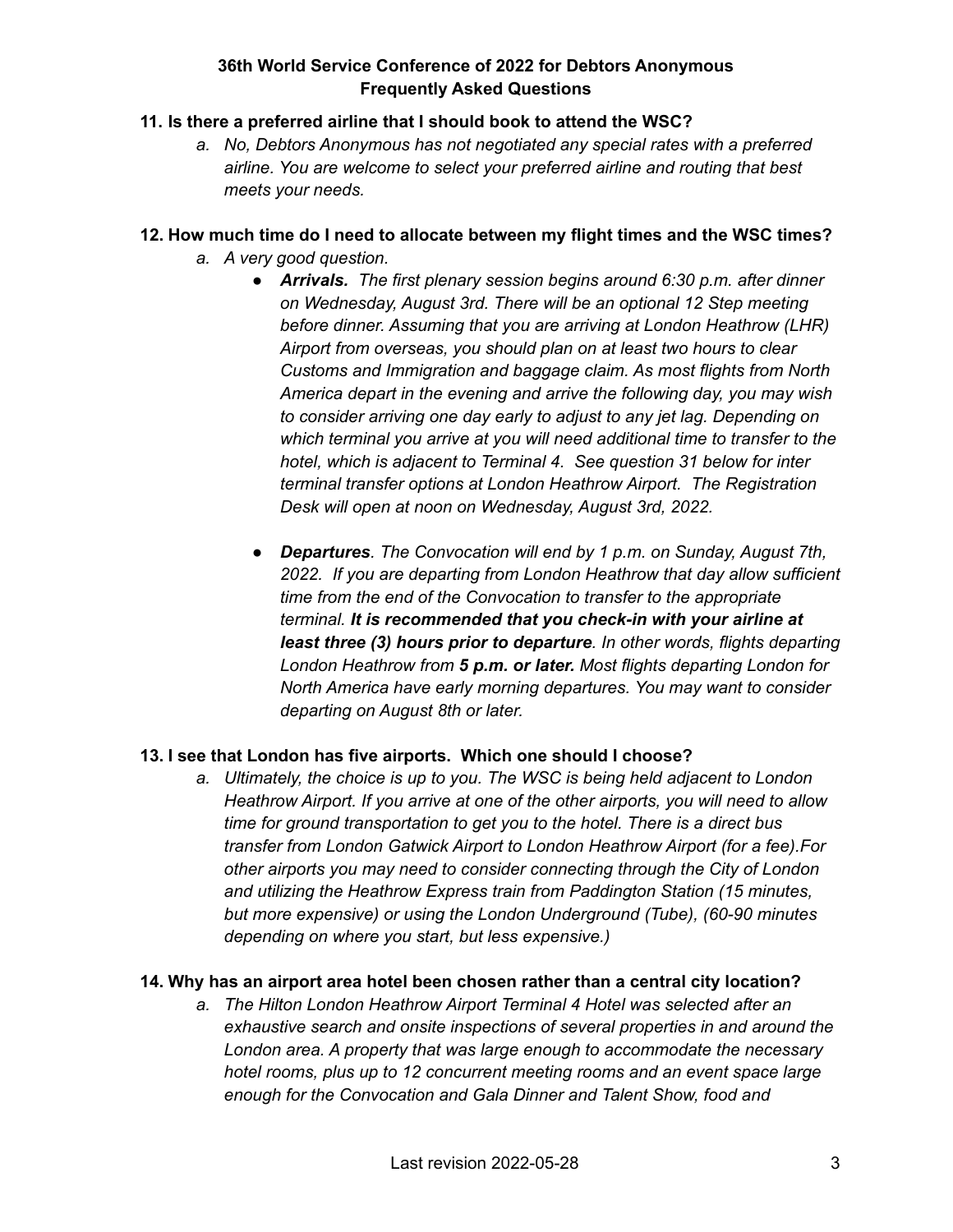**11. Is there a preferred airline that I should book to attend the WSC?**

a. *No, Debtors Anonymous has not negotiated any special rates with a preferred airline. You are welcome to select your preferred airline and routing that best meets your needs.*

**12. How much time do I need to allocate between my flight times and the WSC times?**

a. *A very good question.*
   - ***Arrivals.*** *The first plenary session begins around 6:30 p.m. after dinner on Wednesday, August 3rd. There will be an optional 12 Step meeting before dinner. Assuming that you are arriving at London Heathrow (LHR) Airport from overseas, you should plan on at least two hours to clear Customs and Immigration and baggage claim. As most flights from North America depart in the evening and arrive the following day, you may wish to consider arriving one day early to adjust to any jet lag. Depending on which terminal you arrive at you will need additional time to transfer to the hotel, which is adjacent to Terminal 4. See question 31 below for inter terminal transfer options at London Heathrow Airport. The Registration Desk will open at noon on Wednesday, August 3rd, 2022.*
   - ***Departures****. The Convocation will end by 1 p.m. on Sunday, August 7th, 2022. If you are departing from London Heathrow that day allow sufficient time from the end of the Convocation to transfer to the appropriate terminal.* ***It is recommended that you check-in with your airline at least three (3) hours prior to departure****. In other words, flights departing London Heathrow from* ***5 p.m. or later.*** *Most flights departing London for North America have early morning departures. You may want to consider departing on August 8th or later.*

**13. I see that London has five airports. Which one should I choose?**

a. *Ultimately, the choice is up to you. The WSC is being held adjacent to London Heathrow Airport. If you arrive at one of the other airports, you will need to allow time for ground transportation to get you to the hotel. There is a direct bus transfer from London Gatwick Airport to London Heathrow Airport (for a fee).For other airports you may need to consider connecting through the City of London and utilizing the Heathrow Express train from Paddington Station (15 minutes, but more expensive) or using the London Underground (Tube), (60-90 minutes depending on where you start, but less expensive.)*

**14. Why has an airport area hotel been chosen rather than a central city location?**

a. *The Hilton London Heathrow Airport Terminal 4 Hotel was selected after an exhaustive search and onsite inspections of several properties in and around the London area. A property that was large enough to accommodate the necessary hotel rooms, plus up to 12 concurrent meeting rooms and an event space large enough for the Convocation and Gala Dinner and Talent Show, food and*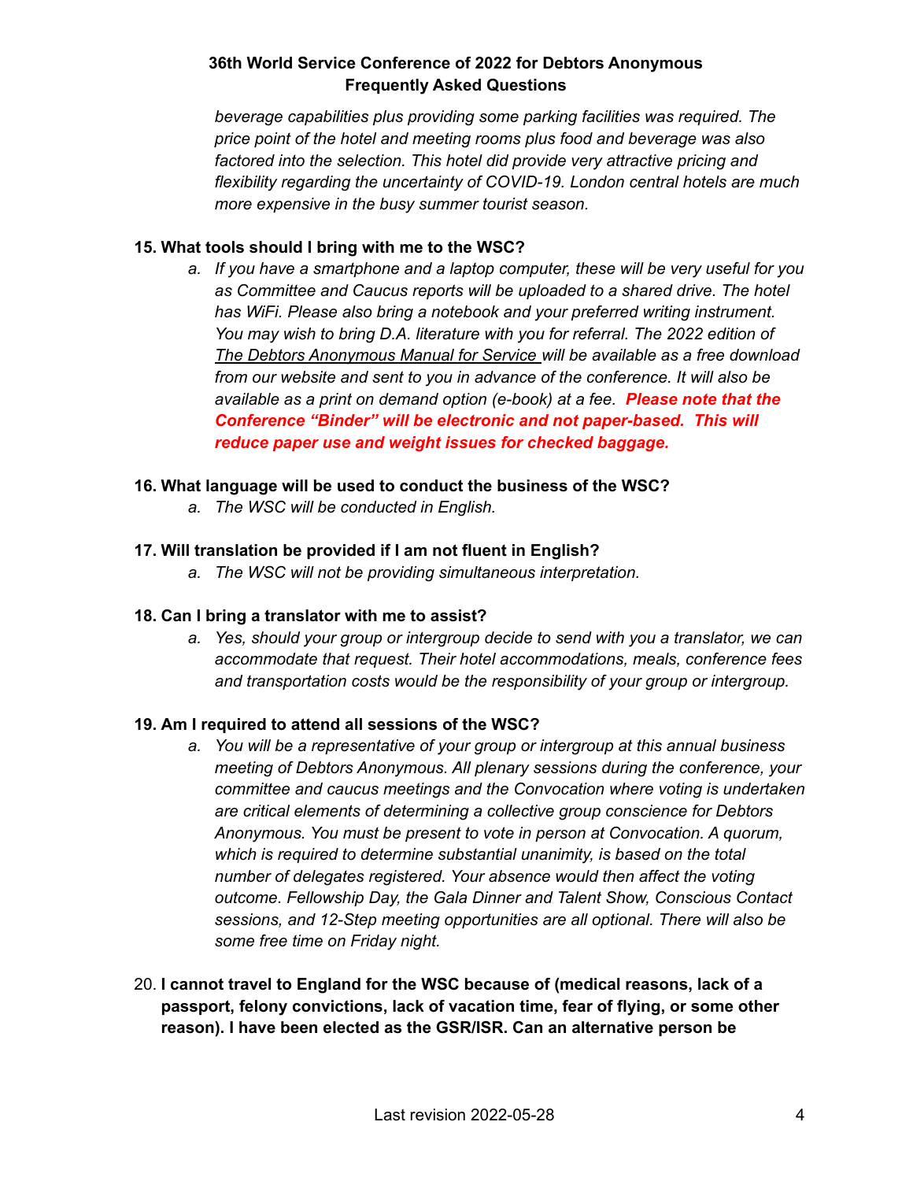*beverage capabilities plus providing some parking facilities was required. The price point of the hotel and meeting rooms plus food and beverage was also factored into the selection. This hotel did provide very attractive pricing and flexibility regarding the uncertainty of COVID-19. London central hotels are much more expensive in the busy summer tourist season.*

**15. What tools should I bring with me to the WSC?**

a. *If you have a smartphone and a laptop computer, these will be very useful for you as Committee and Caucus reports will be uploaded to a shared drive. The hotel has WiFi. Please also bring a notebook and your preferred writing instrument. You may wish to bring D.A. literature with you for referral. The 2022 edition of The Debtors Anonymous Manual for Service will be available as a free download from our website and sent to you in advance of the conference. It will also be available as a print on demand option (e-book) at a fee.* ***Please note that the Conference "Binder" will be electronic and not paper-based. This will reduce paper use and weight issues for checked baggage.***

**16. What language will be used to conduct the business of the WSC?**

a. *The WSC will be conducted in English.*

**17. Will translation be provided if I am not fluent in English?**

a. *The WSC will not be providing simultaneous interpretation.*

**18. Can I bring a translator with me to assist?**

a. *Yes, should your group or intergroup decide to send with you a translator, we can accommodate that request. Their hotel accommodations, meals, conference fees and transportation costs would be the responsibility of your group or intergroup.*

**19. Am I required to attend all sessions of the WSC?**

a. *You will be a representative of your group or intergroup at this annual business meeting of Debtors Anonymous. All plenary sessions during the conference, your committee and caucus meetings and the Convocation where voting is undertaken are critical elements of determining a collective group conscience for Debtors Anonymous. You must be present to vote in person at Convocation. A quorum, which is required to determine substantial unanimity, is based on the total number of delegates registered. Your absence would then affect the voting outcome. Fellowship Day, the Gala Dinner and Talent Show, Conscious Contact sessions, and 12-Step meeting opportunities are all optional. There will also be some free time on Friday night.*

20. **I cannot travel to England for the WSC because of (medical reasons, lack of a passport, felony convictions, lack of vacation time, fear of flying, or some other reason). I have been elected as the GSR/ISR. Can an alternative person be**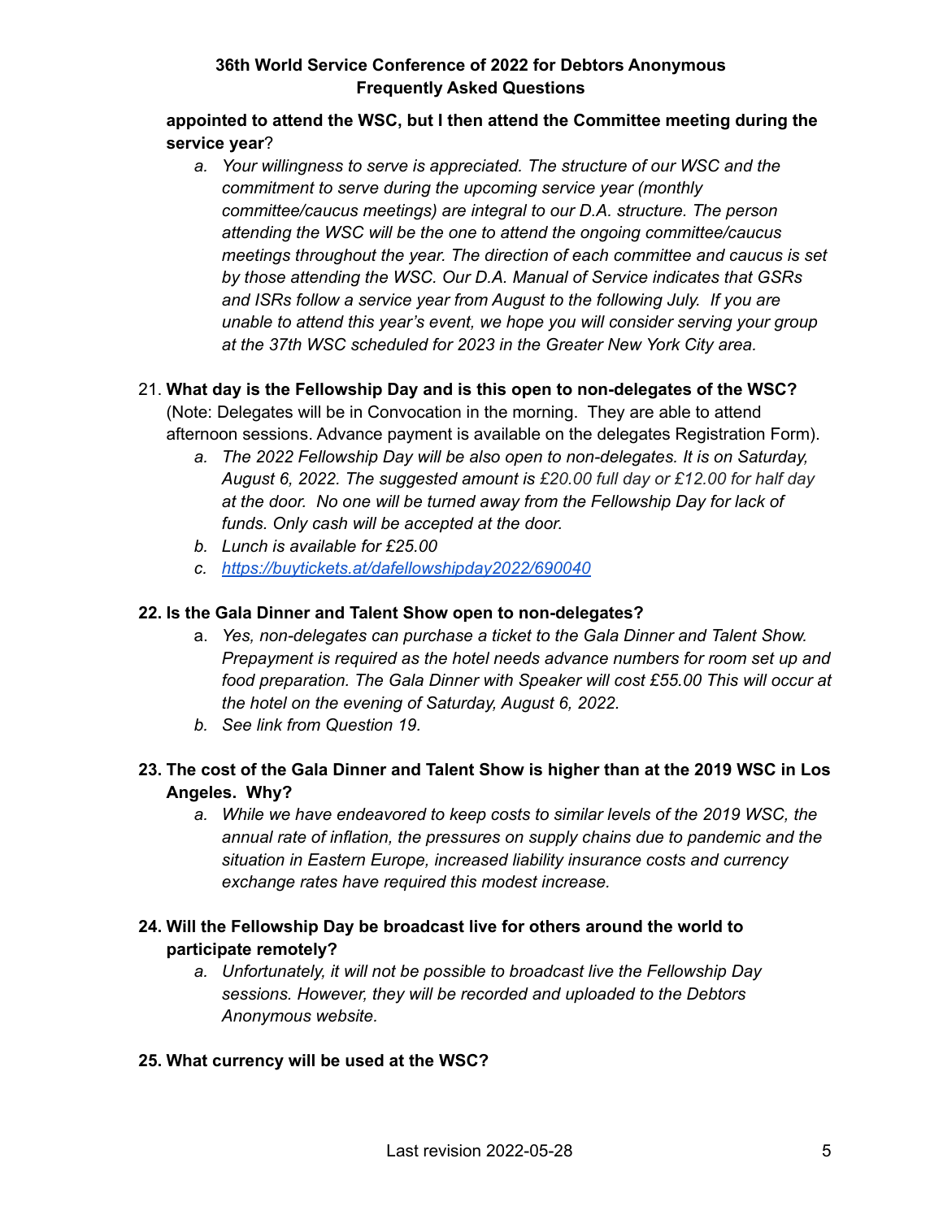**appointed to attend the WSC, but I then attend the Committee meeting during the service year**?

   a. *Your willingness to serve is appreciated. The structure of our WSC and the commitment to serve during the upcoming service year (monthly committee/caucus meetings) are integral to our D.A. structure. The person attending the WSC will be the one to attend the ongoing committee/caucus meetings throughout the year. The direction of each committee and caucus is set by those attending the WSC. Our D.A. Manual of Service indicates that GSRs and ISRs follow a service year from August to the following July. If you are unable to attend this year's event, we hope you will consider serving your group at the 37th WSC scheduled for 2023 in the Greater New York City area.*

21. **What day is the Fellowship Day and is this open to non-delegates of the WSC?** (Note: Delegates will be in Convocation in the morning. They are able to attend afternoon sessions. Advance payment is available on the delegates Registration Form).
   a. *The 2022 Fellowship Day will be also open to non-delegates. It is on Saturday, August 6, 2022. The suggested amount is £20.00 full day or £12.00 for half day at the door. No one will be turned away from the Fellowship Day for lack of funds. Only cash will be accepted at the door.*
   b. *Lunch is available for £25.00*
   c. *[https://buytickets.at/dafellowshipday2022/690040](https://buytickets.at/dafellowshipday2022/690040)*

**22. Is the Gala Dinner and Talent Show open to non-delegates?**

   a. *Yes, non-delegates can purchase a ticket to the Gala Dinner and Talent Show. Prepayment is required as the hotel needs advance numbers for room set up and food preparation. The Gala Dinner with Speaker will cost £55.00 This will occur at the hotel on the evening of Saturday, August 6, 2022.*
   b. *See link from Question 19.*

**23. The cost of the Gala Dinner and Talent Show is higher than at the 2019 WSC in Los Angeles. Why?**

   a. *While we have endeavored to keep costs to similar levels of the 2019 WSC, the annual rate of inflation, the pressures on supply chains due to pandemic and the situation in Eastern Europe, increased liability insurance costs and currency exchange rates have required this modest increase.*

**24. Will the Fellowship Day be broadcast live for others around the world to participate remotely?**

   a. *Unfortunately, it will not be possible to broadcast live the Fellowship Day sessions. However, they will be recorded and uploaded to the Debtors Anonymous website.*

**25. What currency will be used at the WSC?**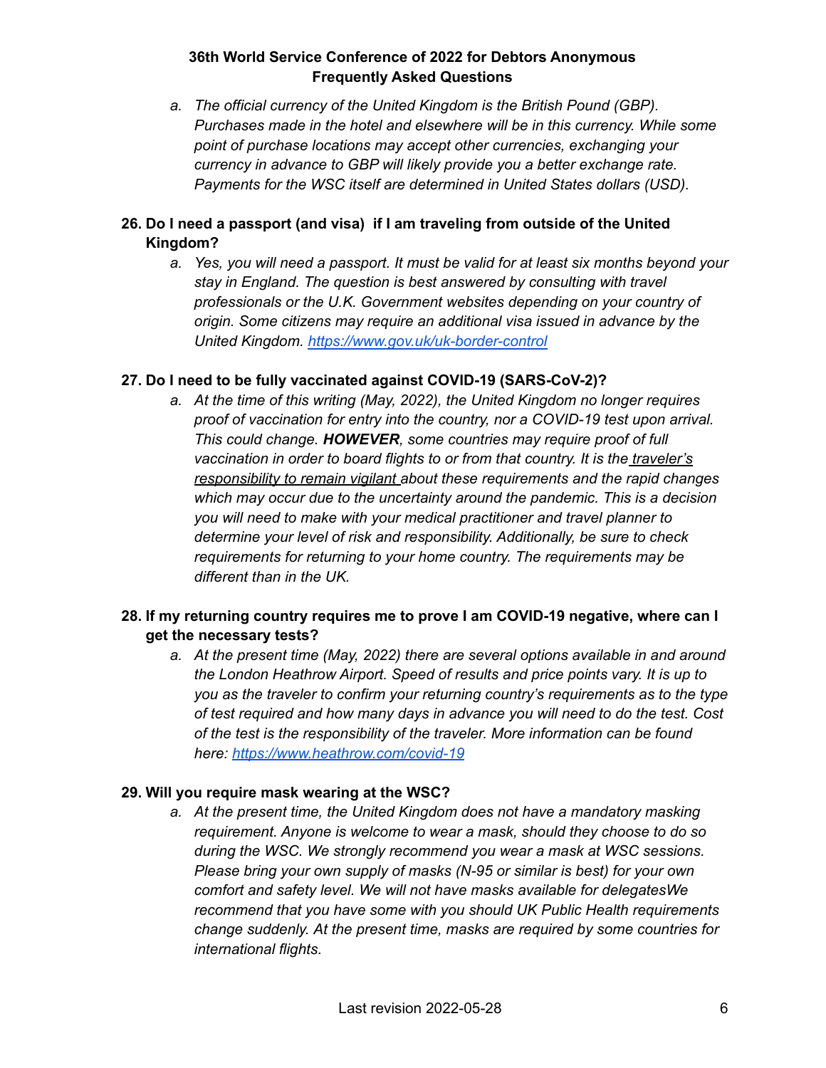a. *The official currency of the United Kingdom is the British Pound (GBP). Purchases made in the hotel and elsewhere will be in this currency. While some point of purchase locations may accept other currencies, exchanging your currency in advance to GBP will likely provide you a better exchange rate. Payments for the WSC itself are determined in United States dollars (USD).*

**26. Do I need a passport (and visa) if I am traveling from outside of the United Kingdom?**

a. *Yes, you will need a passport. It must be valid for at least six months beyond your stay in England. The question is best answered by consulting with travel professionals or the U.K. Government websites depending on your country of origin. Some citizens may require an additional visa issued in advance by the United Kingdom. [https://www.gov.uk/uk-border-control](https://www.gov.uk/uk-border-control)*

**27. Do I need to be fully vaccinated against COVID-19 (SARS-CoV-2)?**

a. *At the time of this writing (May, 2022), the United Kingdom no longer requires proof of vaccination for entry into the country, nor a COVID-19 test upon arrival. This could change. **HOWEVER**, some countries may require proof of full vaccination in order to board flights to or from that country. It is the <u>traveler's responsibility to remain vigilant</u> about these requirements and the rapid changes which may occur due to the uncertainty around the pandemic. This is a decision you will need to make with your medical practitioner and travel planner to determine your level of risk and responsibility. Additionally, be sure to check requirements for returning to your home country. The requirements may be different than in the UK.*

**28. If my returning country requires me to prove I am COVID-19 negative, where can I get the necessary tests?**

a. *At the present time (May, 2022) there are several options available in and around the London Heathrow Airport. Speed of results and price points vary. It is up to you as the traveler to confirm your returning country's requirements as to the type of test required and how many days in advance you will need to do the test. Cost of the test is the responsibility of the traveler. More information can be found here: [https://www.heathrow.com/covid-19](https://www.heathrow.com/covid-19)*

**29. Will you require mask wearing at the WSC?**

a. *At the present time, the United Kingdom does not have a mandatory masking requirement. Anyone is welcome to wear a mask, should they choose to do so during the WSC. We strongly recommend you wear a mask at WSC sessions. Please bring your own supply of masks (N-95 or similar is best) for your own comfort and safety level. We will not have masks available for delegatesWe recommend that you have some with you should UK Public Health requirements change suddenly. At the present time, masks are required by some countries for international flights.*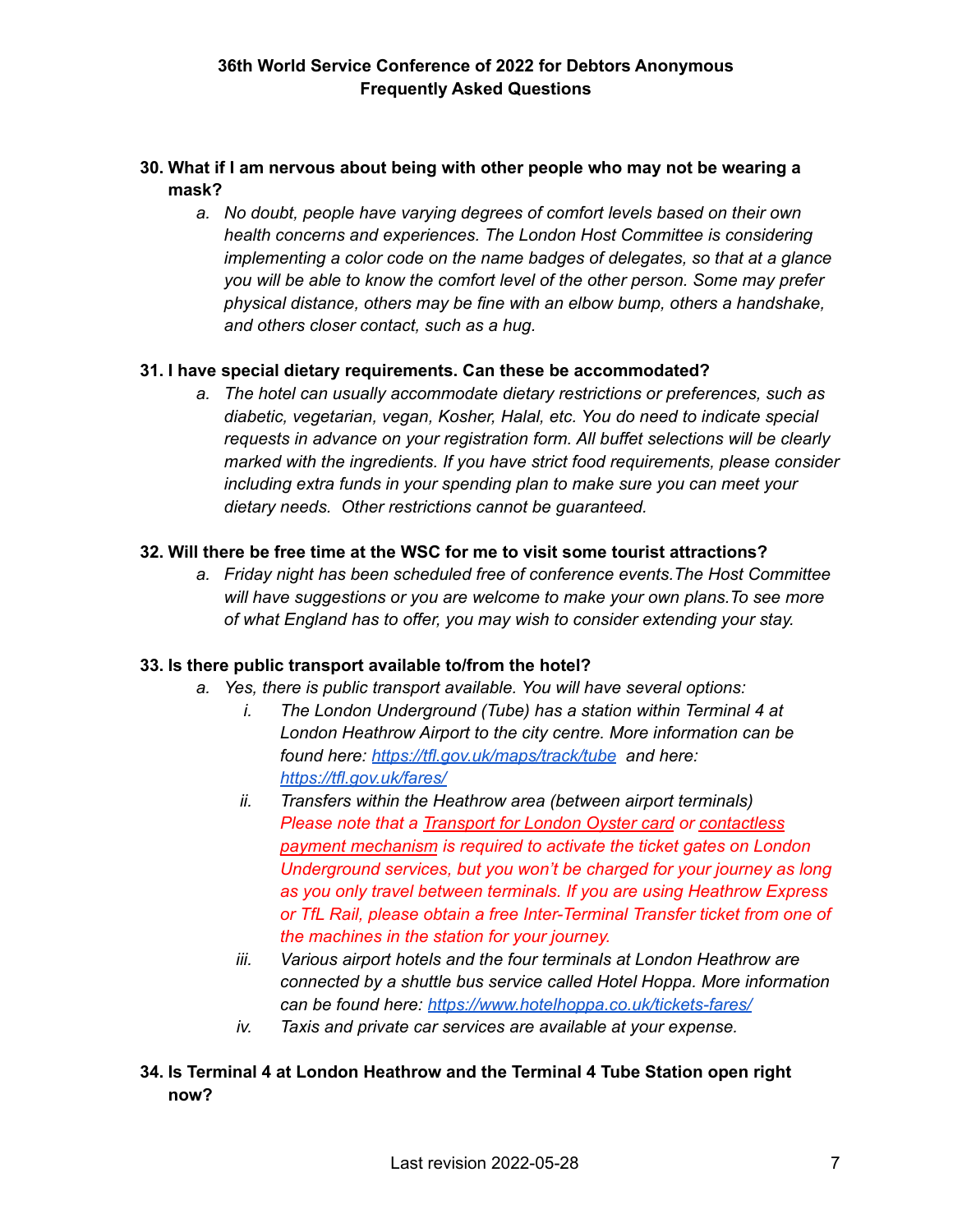**30. What if I am nervous about being with other people who may not be wearing a mask?**

   a. *No doubt, people have varying degrees of comfort levels based on their own health concerns and experiences. The London Host Committee is considering implementing a color code on the name badges of delegates, so that at a glance you will be able to know the comfort level of the other person. Some may prefer physical distance, others may be fine with an elbow bump, others a handshake, and others closer contact, such as a hug.*

**31. I have special dietary requirements. Can these be accommodated?**

   a. *The hotel can usually accommodate dietary restrictions or preferences, such as diabetic, vegetarian, vegan, Kosher, Halal, etc. You do need to indicate special requests in advance on your registration form. All buffet selections will be clearly marked with the ingredients. If you have strict food requirements, please consider including extra funds in your spending plan to make sure you can meet your dietary needs. Other restrictions cannot be guaranteed.*

**32. Will there be free time at the WSC for me to visit some tourist attractions?**

   a. *Friday night has been scheduled free of conference events.The Host Committee will have suggestions or you are welcome to make your own plans.To see more of what England has to offer, you may wish to consider extending your stay.*

**33. Is there public transport available to/from the hotel?**

   a. *Yes, there is public transport available. You will have several options:*

      i. *The London Underground (Tube) has a station within Terminal 4 at London Heathrow Airport to the city centre. More information can be found here: https://tfl.gov.uk/maps/track/tube and here: https://tfl.gov.uk/fares/*

      ii. *Transfers within the Heathrow area (between airport terminals) Please note that a Transport for London Oyster card or contactless payment mechanism is required to activate the ticket gates on London Underground services, but you won't be charged for your journey as long as you only travel between terminals. If you are using Heathrow Express or TfL Rail, please obtain a free Inter-Terminal Transfer ticket from one of the machines in the station for your journey.*

      iii. *Various airport hotels and the four terminals at London Heathrow are connected by a shuttle bus service called Hotel Hoppa. More information can be found here: https://www.hotelhoppa.co.uk/tickets-fares/*

      iv. *Taxis and private car services are available at your expense.*

**34. Is Terminal 4 at London Heathrow and the Terminal 4 Tube Station open right now?**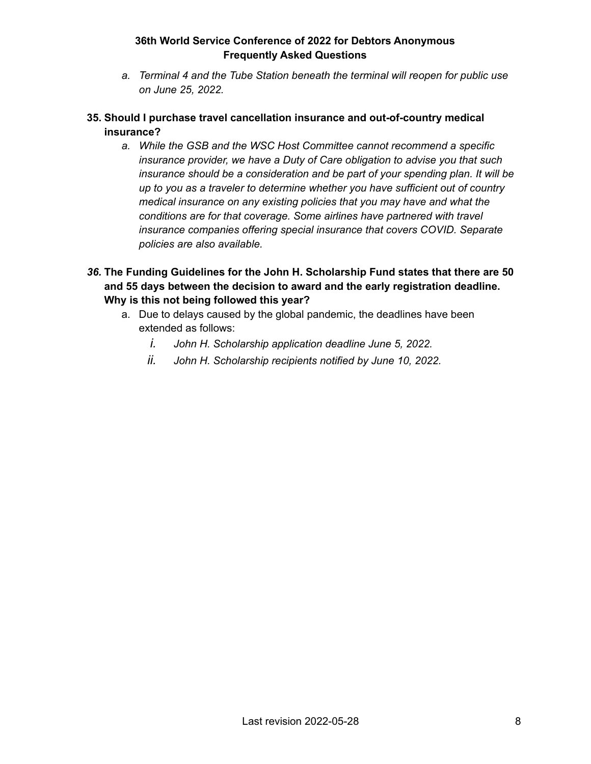a. *Terminal 4 and the Tube Station beneath the terminal will reopen for public use on June 25, 2022.*

**35. Should I purchase travel cancellation insurance and out-of-country medical insurance?**

a. *While the GSB and the WSC Host Committee cannot recommend a specific insurance provider, we have a Duty of Care obligation to advise you that such insurance should be a consideration and be part of your spending plan. It will be up to you as a traveler to determine whether you have sufficient out of country medical insurance on any existing policies that you may have and what the conditions are for that coverage. Some airlines have partnered with travel insurance companies offering special insurance that covers COVID. Separate policies are also available.*

***36.* The Funding Guidelines for the John H. Scholarship Fund states that there are 50 and 55 days between the decision to award and the early registration deadline. Why is this not being followed this year?**

a. Due to delays caused by the global pandemic, the deadlines have been extended as follows:
   - i. *John H. Scholarship application deadline June 5, 2022.*
   - ii. *John H. Scholarship recipients notified by June 10, 2022.*